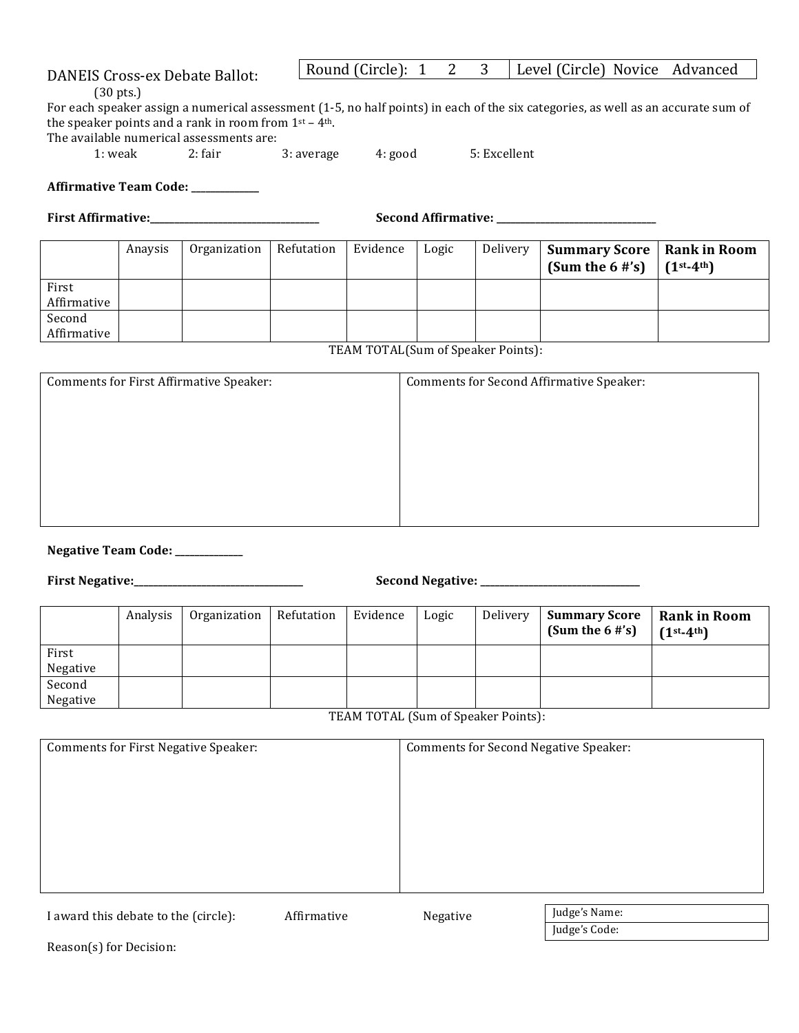DANEIS Cross-ex Debate Ballot:

(30 pts.)

| Round (Circle): 1 2 3 | Level (Circle) Novice Advanced |
|---|---|

For each speaker assign a numerical assessment (1-5, no half points) in each of the six categories, as well as an accurate sum of the speaker points and a rank in room from 1st – 4th.

The available numerical assessments are:

1: weak 2: fair 3: average 4: good 5: Excellent

**Affirmative Team Code: \_\_\_\_\_\_\_\_\_\_\_\_\_\_\_**

**First Affirmative:\_\_\_\_\_\_\_\_\_\_\_\_\_\_\_\_\_\_\_\_\_\_\_\_\_\_\_\_\_\_\_\_\_\_\_\_** **Second Affirmative: \_\_\_\_\_\_\_\_\_\_\_\_\_\_\_\_\_\_\_\_\_\_\_\_\_\_\_\_\_\_\_\_\_\_\_\_**

| | Anaysis | Organization | Refutation | Evidence | Logic | Delivery | **Summary Score (Sum the 6 #'s)** | **Rank in Room (1st-4th)** |
|---|---|---|---|---|---|---|---|---|
| First Affirmative | | | | | | | | |
| Second Affirmative | | | | | | | | |

TEAM TOTAL(Sum of Speaker Points):

| Comments for First Affirmative Speaker: | Comments for Second Affirmative Speaker: |
|---|---|
| | |

**Negative Team Code: \_\_\_\_\_\_\_\_\_\_\_\_\_\_\_**

**First Negative:\_\_\_\_\_\_\_\_\_\_\_\_\_\_\_\_\_\_\_\_\_\_\_\_\_\_\_\_\_\_\_\_\_\_\_\_** **Second Negative: \_\_\_\_\_\_\_\_\_\_\_\_\_\_\_\_\_\_\_\_\_\_\_\_\_\_\_\_\_\_\_\_\_\_\_\_**

| | Analysis | Organization | Refutation | Evidence | Logic | Delivery | **Summary Score (Sum the 6 #'s)** | **Rank in Room (1st-4th)** |
|---|---|---|---|---|---|---|---|---|
| First Negative | | | | | | | | |
| Second Negative | | | | | | | | |

TEAM TOTAL (Sum of Speaker Points):

| Comments for First Negative Speaker: | Comments for Second Negative Speaker: |
|---|---|
| | |

I award this debate to the (circle): Affirmative Negative

| Judge's Name: |
|---|
| Judge's Code: |

Reason(s) for Decision: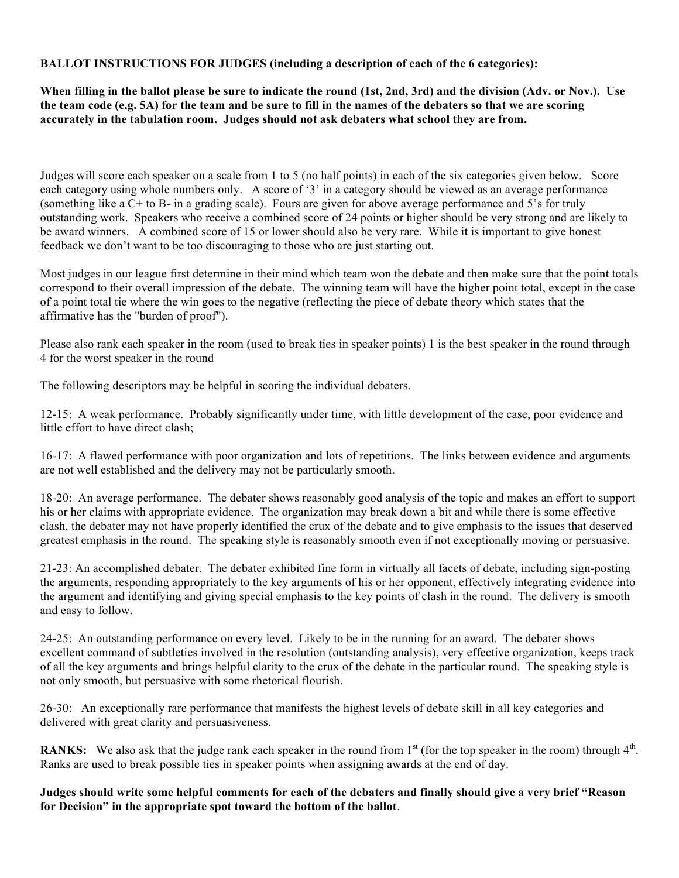**BALLOT INSTRUCTIONS FOR JUDGES (including a description of each of the 6 categories):**

**When filling in the ballot please be sure to indicate the round (1st, 2nd, 3rd) and the division (Adv. or Nov.). Use the team code (e.g. 5A) for the team and be sure to fill in the names of the debaters so that we are scoring accurately in the tabulation room. Judges should not ask debaters what school they are from.**

Judges will score each speaker on a scale from 1 to 5 (no half points) in each of the six categories given below. Score each category using whole numbers only. A score of '3' in a category should be viewed as an average performance (something like a C+ to B- in a grading scale). Fours are given for above average performance and 5's for truly outstanding work. Speakers who receive a combined score of 24 points or higher should be very strong and are likely to be award winners. A combined score of 15 or lower should also be very rare. While it is important to give honest feedback we don't want to be too discouraging to those who are just starting out.

Most judges in our league first determine in their mind which team won the debate and then make sure that the point totals correspond to their overall impression of the debate. The winning team will have the higher point total, except in the case of a point total tie where the win goes to the negative (reflecting the piece of debate theory which states that the affirmative has the "burden of proof").

Please also rank each speaker in the room (used to break ties in speaker points) 1 is the best speaker in the round through 4 for the worst speaker in the round

The following descriptors may be helpful in scoring the individual debaters.

12-15: A weak performance. Probably significantly under time, with little development of the case, poor evidence and little effort to have direct clash;

16-17: A flawed performance with poor organization and lots of repetitions. The links between evidence and arguments are not well established and the delivery may not be particularly smooth.

18-20: An average performance. The debater shows reasonably good analysis of the topic and makes an effort to support his or her claims with appropriate evidence. The organization may break down a bit and while there is some effective clash, the debater may not have properly identified the crux of the debate and to give emphasis to the issues that deserved greatest emphasis in the round. The speaking style is reasonably smooth even if not exceptionally moving or persuasive.

21-23: An accomplished debater. The debater exhibited fine form in virtually all facets of debate, including sign-posting the arguments, responding appropriately to the key arguments of his or her opponent, effectively integrating evidence into the argument and identifying and giving special emphasis to the key points of clash in the round. The delivery is smooth and easy to follow.

24-25: An outstanding performance on every level. Likely to be in the running for an award. The debater shows excellent command of subtleties involved in the resolution (outstanding analysis), very effective organization, keeps track of all the key arguments and brings helpful clarity to the crux of the debate in the particular round. The speaking style is not only smooth, but persuasive with some rhetorical flourish.

26-30: An exceptionally rare performance that manifests the highest levels of debate skill in all key categories and delivered with great clarity and persuasiveness.

**RANKS:** We also ask that the judge rank each speaker in the round from 1st (for the top speaker in the room) through 4th. Ranks are used to break possible ties in speaker points when assigning awards at the end of day.

**Judges should write some helpful comments for each of the debaters and finally should give a very brief "Reason for Decision" in the appropriate spot toward the bottom of the ballot**.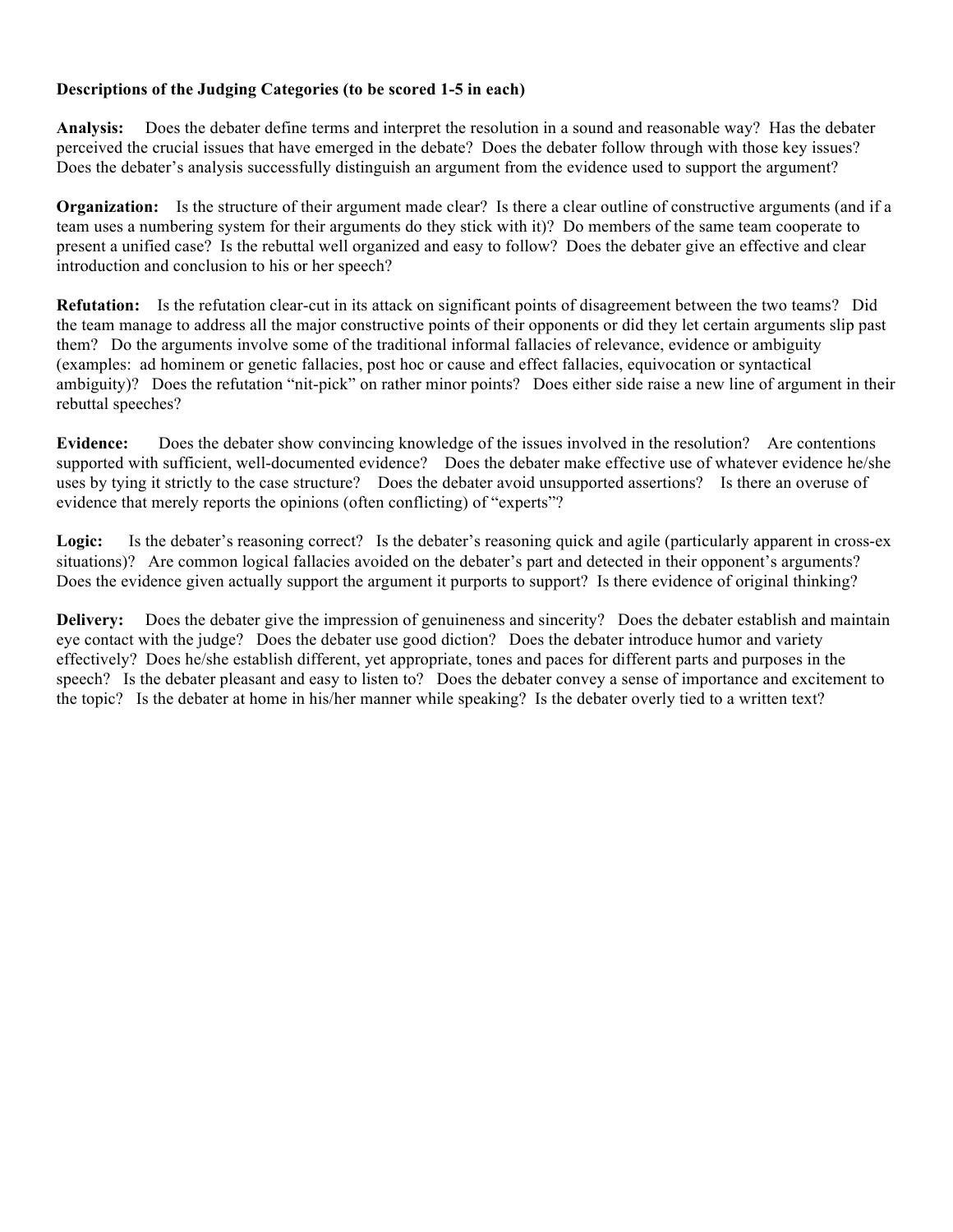**Descriptions of the Judging Categories (to be scored 1-5 in each)**

**Analysis:** Does the debater define terms and interpret the resolution in a sound and reasonable way? Has the debater perceived the crucial issues that have emerged in the debate? Does the debater follow through with those key issues? Does the debater's analysis successfully distinguish an argument from the evidence used to support the argument?

**Organization:** Is the structure of their argument made clear? Is there a clear outline of constructive arguments (and if a team uses a numbering system for their arguments do they stick with it)? Do members of the same team cooperate to present a unified case? Is the rebuttal well organized and easy to follow? Does the debater give an effective and clear introduction and conclusion to his or her speech?

**Refutation:** Is the refutation clear-cut in its attack on significant points of disagreement between the two teams? Did the team manage to address all the major constructive points of their opponents or did they let certain arguments slip past them? Do the arguments involve some of the traditional informal fallacies of relevance, evidence or ambiguity (examples: ad hominem or genetic fallacies, post hoc or cause and effect fallacies, equivocation or syntactical ambiguity)? Does the refutation "nit-pick" on rather minor points? Does either side raise a new line of argument in their rebuttal speeches?

**Evidence:** Does the debater show convincing knowledge of the issues involved in the resolution? Are contentions supported with sufficient, well-documented evidence? Does the debater make effective use of whatever evidence he/she uses by tying it strictly to the case structure? Does the debater avoid unsupported assertions? Is there an overuse of evidence that merely reports the opinions (often conflicting) of "experts"?

**Logic:** Is the debater's reasoning correct? Is the debater's reasoning quick and agile (particularly apparent in cross-ex situations)? Are common logical fallacies avoided on the debater's part and detected in their opponent's arguments? Does the evidence given actually support the argument it purports to support? Is there evidence of original thinking?

**Delivery:** Does the debater give the impression of genuineness and sincerity? Does the debater establish and maintain eye contact with the judge? Does the debater use good diction? Does the debater introduce humor and variety effectively? Does he/she establish different, yet appropriate, tones and paces for different parts and purposes in the speech? Is the debater pleasant and easy to listen to? Does the debater convey a sense of importance and excitement to the topic? Is the debater at home in his/her manner while speaking? Is the debater overly tied to a written text?